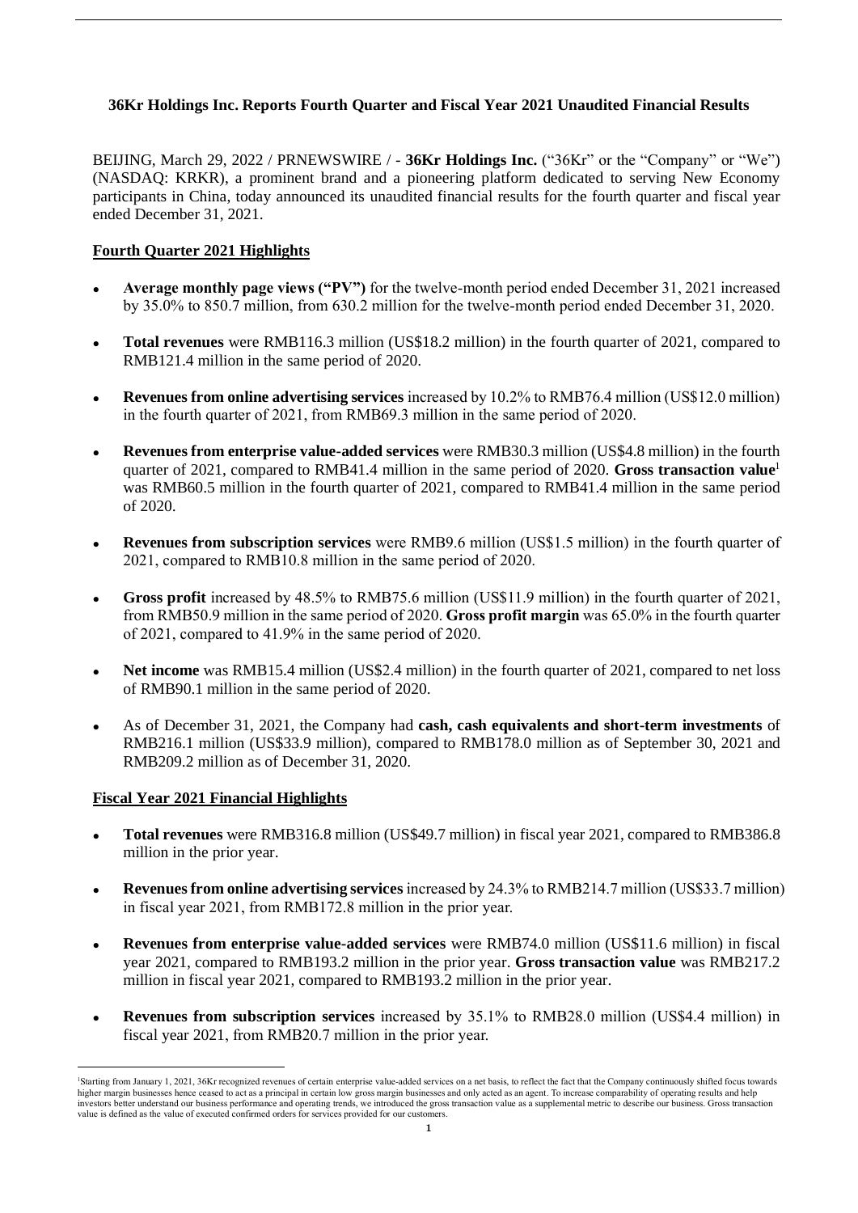# 36Kr Holdings Inc. Reports Fourth Quarter and Fiscal Year 2021 Unaudited Financial Results

BEIJING, March 29, 2022 / PRNEWSWIRE / - **36Kr Holdings Inc.** ("36Kr" or the "Company" or "We") (NASDAQ: KRKR), a prominent brand and a pioneering platform dedicated to serving New Economy participants in China, today announced its unaudited financial results for the fourth quarter and fiscal year ended December 31, 2021.

## Fourth Quarter 2021 Highlights

- **Average monthly page views ("PV")** for the twelve-month period ended December 31, 2021 increased by 35.0% to 850.7 million, from 630.2 million for the twelve-month period ended December 31, 2020.
- **Total revenues** were RMB116.3 million (US$18.2 million) in the fourth quarter of 2021, compared to RMB121.4 million in the same period of 2020.
- **Revenues from online advertising services** increased by 10.2% to RMB76.4 million (US$12.0 million) in the fourth quarter of 2021, from RMB69.3 million in the same period of 2020.
- **Revenues from enterprise value-added services** were RMB30.3 million (US$4.8 million) in the fourth quarter of 2021, compared to RMB41.4 million in the same period of 2020. **Gross transaction value**[1] was RMB60.5 million in the fourth quarter of 2021, compared to RMB41.4 million in the same period of 2020.
- **Revenues from subscription services** were RMB9.6 million (US$1.5 million) in the fourth quarter of 2021, compared to RMB10.8 million in the same period of 2020.
- **Gross profit** increased by 48.5% to RMB75.6 million (US$11.9 million) in the fourth quarter of 2021, from RMB50.9 million in the same period of 2020. **Gross profit margin** was 65.0% in the fourth quarter of 2021, compared to 41.9% in the same period of 2020.
- **Net income** was RMB15.4 million (US$2.4 million) in the fourth quarter of 2021, compared to net loss of RMB90.1 million in the same period of 2020.
- As of December 31, 2021, the Company had **cash, cash equivalents and short-term investments** of RMB216.1 million (US$33.9 million), compared to RMB178.0 million as of September 30, 2021 and RMB209.2 million as of December 31, 2020.

## Fiscal Year 2021 Financial Highlights

- **Total revenues** were RMB316.8 million (US$49.7 million) in fiscal year 2021, compared to RMB386.8 million in the prior year.
- **Revenues from online advertising services** increased by 24.3% to RMB214.7 million (US$33.7 million) in fiscal year 2021, from RMB172.8 million in the prior year.
- **Revenues from enterprise value-added services** were RMB74.0 million (US$11.6 million) in fiscal year 2021, compared to RMB193.2 million in the prior year. **Gross transaction value** was RMB217.2 million in fiscal year 2021, compared to RMB193.2 million in the prior year.
- **Revenues from subscription services** increased by 35.1% to RMB28.0 million (US$4.4 million) in fiscal year 2021, from RMB20.7 million in the prior year.

---

[1] Starting from January 1, 2021, 36Kr recognized revenues of certain enterprise value-added services on a net basis, to reflect the fact that the Company continuously shifted focus towards higher margin businesses hence ceased to act as a principal in certain low gross margin businesses and only acted as an agent. To increase comparability of operating results and help investors better understand our business performance and operating trends, we introduced the gross transaction value as a supplemental metric to describe our business. Gross transaction value is defined as the value of executed confirmed orders for services provided for our customers.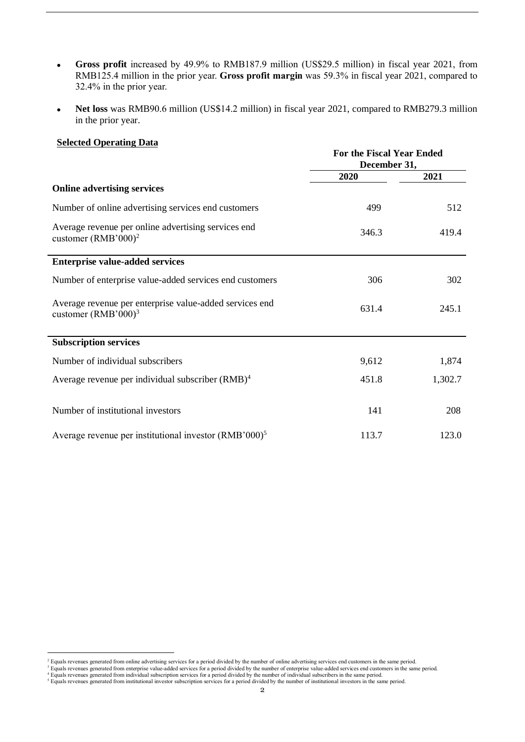- **Gross profit** increased by 49.9% to RMB187.9 million (US$29.5 million) in fiscal year 2021, from RMB125.4 million in the prior year. **Gross profit margin** was 59.3% in fiscal year 2021, compared to 32.4% in the prior year.
- **Net loss** was RMB90.6 million (US$14.2 million) in fiscal year 2021, compared to RMB279.3 million in the prior year.

**Selected Operating Data**

| | For the Fiscal Year Ended December 31, | |
|---|---|---|
| | **2020** | **2021** |
| **Online advertising services** | | |
| Number of online advertising services end customers | 499 | 512 |
| Average revenue per online advertising services end customer (RMB'000)[2] | 346.3 | 419.4 |
| **Enterprise value-added services** | | |
| Number of enterprise value-added services end customers | 306 | 302 |
| Average revenue per enterprise value-added services end customer (RMB'000)[3] | 631.4 | 245.1 |
| **Subscription services** | | |
| Number of individual subscribers | 9,612 | 1,874 |
| Average revenue per individual subscriber (RMB)[4] | 451.8 | 1,302.7 |
| Number of institutional investors | 141 | 208 |
| Average revenue per institutional investor (RMB'000)[5] | 113.7 | 123.0 |

[2] Equals revenues generated from online advertising services for a period divided by the number of online advertising services end customers in the same period.
[3] Equals revenues generated from enterprise value-added services for a period divided by the number of enterprise value-added services end customers in the same period.
[4] Equals revenues generated from individual subscription services for a period divided by the number of individual subscribers in the same period.
[5] Equals revenues generated from institutional investor subscription services for a period divided by the number of institutional investors in the same period.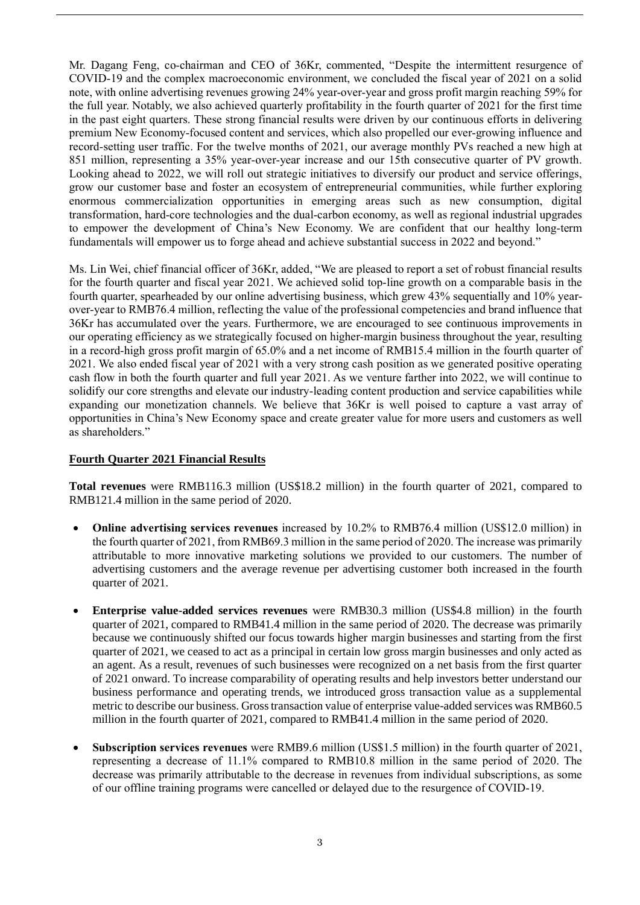Mr. Dagang Feng, co-chairman and CEO of 36Kr, commented, "Despite the intermittent resurgence of COVID-19 and the complex macroeconomic environment, we concluded the fiscal year of 2021 on a solid note, with online advertising revenues growing 24% year-over-year and gross profit margin reaching 59% for the full year. Notably, we also achieved quarterly profitability in the fourth quarter of 2021 for the first time in the past eight quarters. These strong financial results were driven by our continuous efforts in delivering premium New Economy-focused content and services, which also propelled our ever-growing influence and record-setting user traffic. For the twelve months of 2021, our average monthly PVs reached a new high at 851 million, representing a 35% year-over-year increase and our 15th consecutive quarter of PV growth. Looking ahead to 2022, we will roll out strategic initiatives to diversify our product and service offerings, grow our customer base and foster an ecosystem of entrepreneurial communities, while further exploring enormous commercialization opportunities in emerging areas such as new consumption, digital transformation, hard-core technologies and the dual-carbon economy, as well as regional industrial upgrades to empower the development of China's New Economy. We are confident that our healthy long-term fundamentals will empower us to forge ahead and achieve substantial success in 2022 and beyond."

Ms. Lin Wei, chief financial officer of 36Kr, added, "We are pleased to report a set of robust financial results for the fourth quarter and fiscal year 2021. We achieved solid top-line growth on a comparable basis in the fourth quarter, spearheaded by our online advertising business, which grew 43% sequentially and 10% year-over-year to RMB76.4 million, reflecting the value of the professional competencies and brand influence that 36Kr has accumulated over the years. Furthermore, we are encouraged to see continuous improvements in our operating efficiency as we strategically focused on higher-margin business throughout the year, resulting in a record-high gross profit margin of 65.0% and a net income of RMB15.4 million in the fourth quarter of 2021. We also ended fiscal year of 2021 with a very strong cash position as we generated positive operating cash flow in both the fourth quarter and full year 2021. As we venture farther into 2022, we will continue to solidify our core strengths and elevate our industry-leading content production and service capabilities while expanding our monetization channels. We believe that 36Kr is well poised to capture a vast array of opportunities in China's New Economy space and create greater value for more users and customers as well as shareholders."

## Fourth Quarter 2021 Financial Results

**Total revenues** were RMB116.3 million (US$18.2 million) in the fourth quarter of 2021, compared to RMB121.4 million in the same period of 2020.

- **Online advertising services revenues** increased by 10.2% to RMB76.4 million (US$12.0 million) in the fourth quarter of 2021, from RMB69.3 million in the same period of 2020. The increase was primarily attributable to more innovative marketing solutions we provided to our customers. The number of advertising customers and the average revenue per advertising customer both increased in the fourth quarter of 2021.

- **Enterprise value-added services revenues** were RMB30.3 million (US$4.8 million) in the fourth quarter of 2021, compared to RMB41.4 million in the same period of 2020. The decrease was primarily because we continuously shifted our focus towards higher margin businesses and starting from the first quarter of 2021, we ceased to act as a principal in certain low gross margin businesses and only acted as an agent. As a result, revenues of such businesses were recognized on a net basis from the first quarter of 2021 onward. To increase comparability of operating results and help investors better understand our business performance and operating trends, we introduced gross transaction value as a supplemental metric to describe our business. Gross transaction value of enterprise value-added services was RMB60.5 million in the fourth quarter of 2021, compared to RMB41.4 million in the same period of 2020.

- **Subscription services revenues** were RMB9.6 million (US$1.5 million) in the fourth quarter of 2021, representing a decrease of 11.1% compared to RMB10.8 million in the same period of 2020. The decrease was primarily attributable to the decrease in revenues from individual subscriptions, as some of our offline training programs were cancelled or delayed due to the resurgence of COVID-19.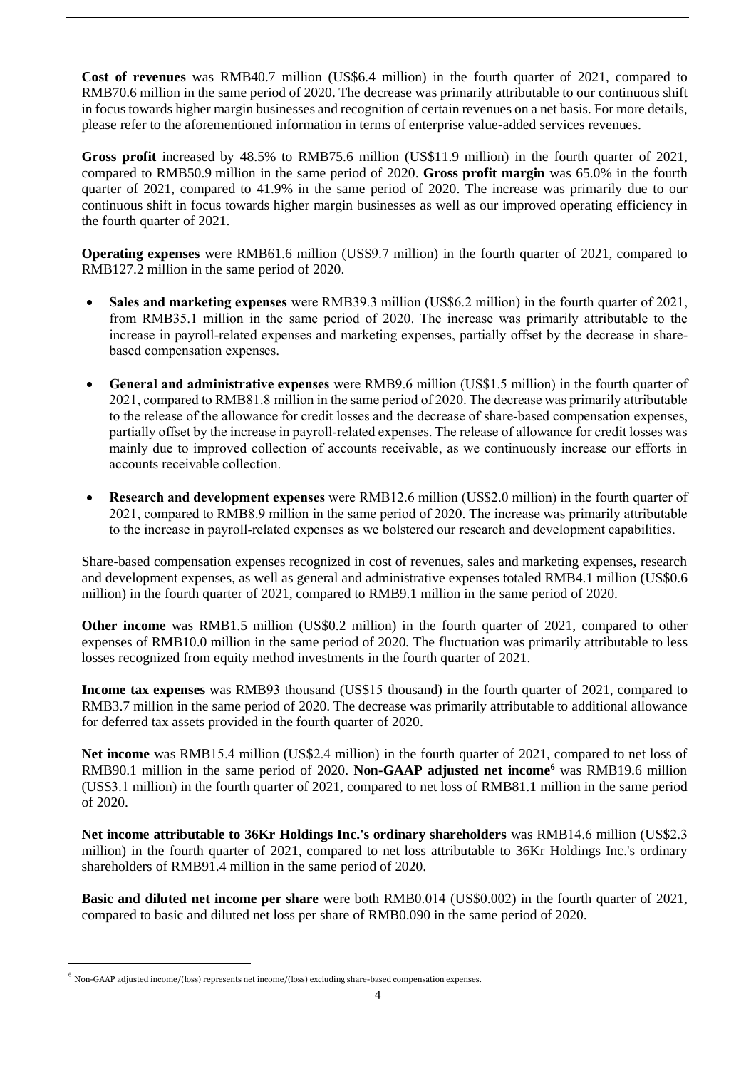**Cost of revenues** was RMB40.7 million (US$6.4 million) in the fourth quarter of 2021, compared to RMB70.6 million in the same period of 2020. The decrease was primarily attributable to our continuous shift in focus towards higher margin businesses and recognition of certain revenues on a net basis. For more details, please refer to the aforementioned information in terms of enterprise value-added services revenues.

**Gross profit** increased by 48.5% to RMB75.6 million (US$11.9 million) in the fourth quarter of 2021, compared to RMB50.9 million in the same period of 2020. **Gross profit margin** was 65.0% in the fourth quarter of 2021, compared to 41.9% in the same period of 2020. The increase was primarily due to our continuous shift in focus towards higher margin businesses as well as our improved operating efficiency in the fourth quarter of 2021.

**Operating expenses** were RMB61.6 million (US$9.7 million) in the fourth quarter of 2021, compared to RMB127.2 million in the same period of 2020.

- **Sales and marketing expenses** were RMB39.3 million (US$6.2 million) in the fourth quarter of 2021, from RMB35.1 million in the same period of 2020. The increase was primarily attributable to the increase in payroll-related expenses and marketing expenses, partially offset by the decrease in share-based compensation expenses.
- **General and administrative expenses** were RMB9.6 million (US$1.5 million) in the fourth quarter of 2021, compared to RMB81.8 million in the same period of 2020. The decrease was primarily attributable to the release of the allowance for credit losses and the decrease of share-based compensation expenses, partially offset by the increase in payroll-related expenses. The release of allowance for credit losses was mainly due to improved collection of accounts receivable, as we continuously increase our efforts in accounts receivable collection.
- **Research and development expenses** were RMB12.6 million (US$2.0 million) in the fourth quarter of 2021, compared to RMB8.9 million in the same period of 2020. The increase was primarily attributable to the increase in payroll-related expenses as we bolstered our research and development capabilities.

Share-based compensation expenses recognized in cost of revenues, sales and marketing expenses, research and development expenses, as well as general and administrative expenses totaled RMB4.1 million (US$0.6 million) in the fourth quarter of 2021, compared to RMB9.1 million in the same period of 2020.

**Other income** was RMB1.5 million (US$0.2 million) in the fourth quarter of 2021, compared to other expenses of RMB10.0 million in the same period of 2020. The fluctuation was primarily attributable to less losses recognized from equity method investments in the fourth quarter of 2021.

**Income tax expenses** was RMB93 thousand (US$15 thousand) in the fourth quarter of 2021, compared to RMB3.7 million in the same period of 2020. The decrease was primarily attributable to additional allowance for deferred tax assets provided in the fourth quarter of 2020.

**Net income** was RMB15.4 million (US$2.4 million) in the fourth quarter of 2021, compared to net loss of RMB90.1 million in the same period of 2020. **Non-GAAP adjusted net income**[6] was RMB19.6 million (US$3.1 million) in the fourth quarter of 2021, compared to net loss of RMB81.1 million in the same period of 2020.

**Net income attributable to 36Kr Holdings Inc.'s ordinary shareholders** was RMB14.6 million (US$2.3 million) in the fourth quarter of 2021, compared to net loss attributable to 36Kr Holdings Inc.'s ordinary shareholders of RMB91.4 million in the same period of 2020.

**Basic and diluted net income per share** were both RMB0.014 (US$0.002) in the fourth quarter of 2021, compared to basic and diluted net loss per share of RMB0.090 in the same period of 2020.

---

[6] Non-GAAP adjusted income/(loss) represents net income/(loss) excluding share-based compensation expenses.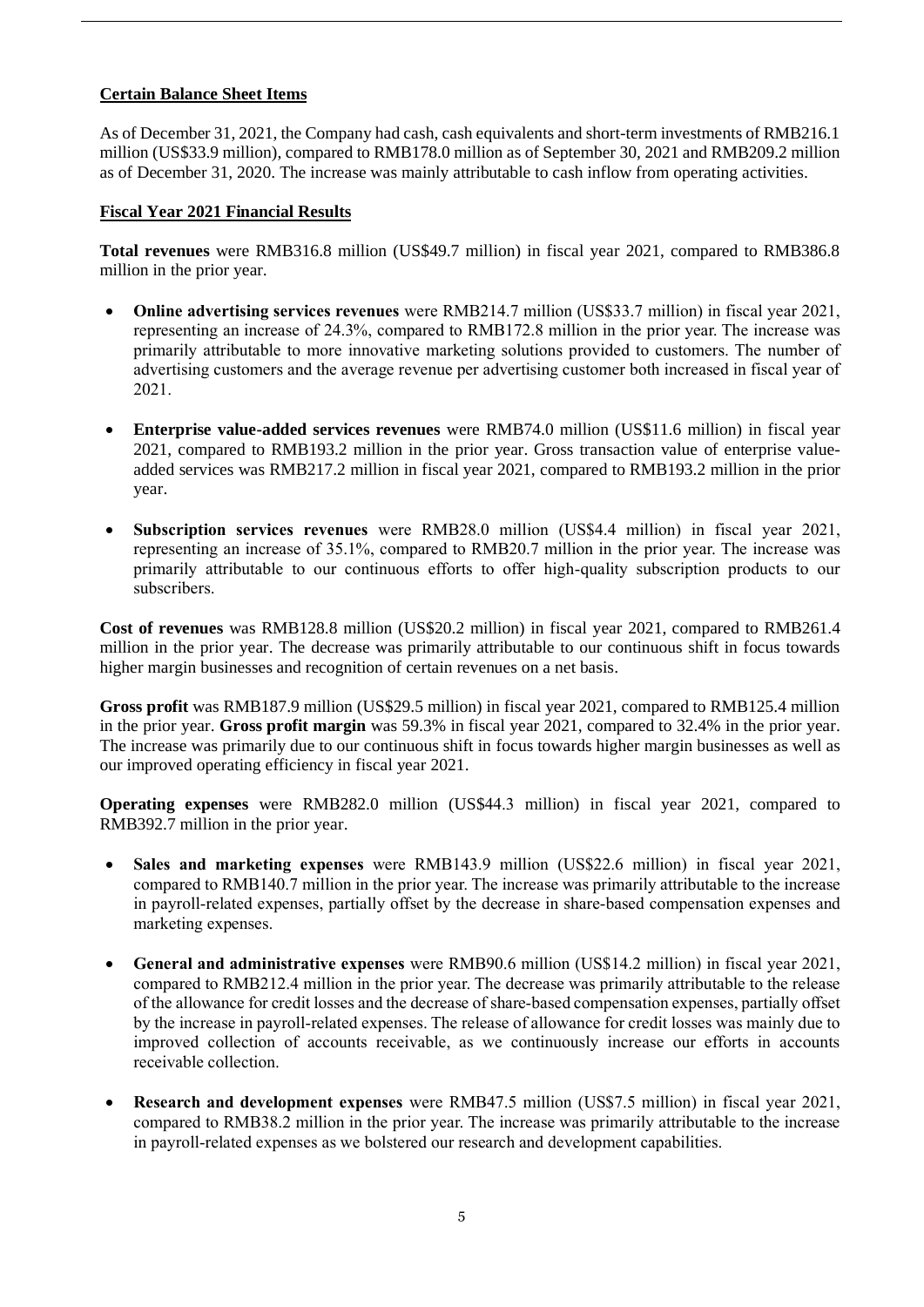**Certain Balance Sheet Items**

As of December 31, 2021, the Company had cash, cash equivalents and short-term investments of RMB216.1 million (US$33.9 million), compared to RMB178.0 million as of September 30, 2021 and RMB209.2 million as of December 31, 2020. The increase was mainly attributable to cash inflow from operating activities.

**Fiscal Year 2021 Financial Results**

**Total revenues** were RMB316.8 million (US$49.7 million) in fiscal year 2021, compared to RMB386.8 million in the prior year.

- **Online advertising services revenues** were RMB214.7 million (US$33.7 million) in fiscal year 2021, representing an increase of 24.3%, compared to RMB172.8 million in the prior year. The increase was primarily attributable to more innovative marketing solutions provided to customers. The number of advertising customers and the average revenue per advertising customer both increased in fiscal year of 2021.

- **Enterprise value-added services revenues** were RMB74.0 million (US$11.6 million) in fiscal year 2021, compared to RMB193.2 million in the prior year. Gross transaction value of enterprise value-added services was RMB217.2 million in fiscal year 2021, compared to RMB193.2 million in the prior year.

- **Subscription services revenues** were RMB28.0 million (US$4.4 million) in fiscal year 2021, representing an increase of 35.1%, compared to RMB20.7 million in the prior year. The increase was primarily attributable to our continuous efforts to offer high-quality subscription products to our subscribers.

**Cost of revenues** was RMB128.8 million (US$20.2 million) in fiscal year 2021, compared to RMB261.4 million in the prior year. The decrease was primarily attributable to our continuous shift in focus towards higher margin businesses and recognition of certain revenues on a net basis.

**Gross profit** was RMB187.9 million (US$29.5 million) in fiscal year 2021, compared to RMB125.4 million in the prior year. **Gross profit margin** was 59.3% in fiscal year 2021, compared to 32.4% in the prior year. The increase was primarily due to our continuous shift in focus towards higher margin businesses as well as our improved operating efficiency in fiscal year 2021.

**Operating expenses** were RMB282.0 million (US$44.3 million) in fiscal year 2021, compared to RMB392.7 million in the prior year.

- **Sales and marketing expenses** were RMB143.9 million (US$22.6 million) in fiscal year 2021, compared to RMB140.7 million in the prior year. The increase was primarily attributable to the increase in payroll-related expenses, partially offset by the decrease in share-based compensation expenses and marketing expenses.

- **General and administrative expenses** were RMB90.6 million (US$14.2 million) in fiscal year 2021, compared to RMB212.4 million in the prior year. The decrease was primarily attributable to the release of the allowance for credit losses and the decrease of share-based compensation expenses, partially offset by the increase in payroll-related expenses. The release of allowance for credit losses was mainly due to improved collection of accounts receivable, as we continuously increase our efforts in accounts receivable collection.

- **Research and development expenses** were RMB47.5 million (US$7.5 million) in fiscal year 2021, compared to RMB38.2 million in the prior year. The increase was primarily attributable to the increase in payroll-related expenses as we bolstered our research and development capabilities.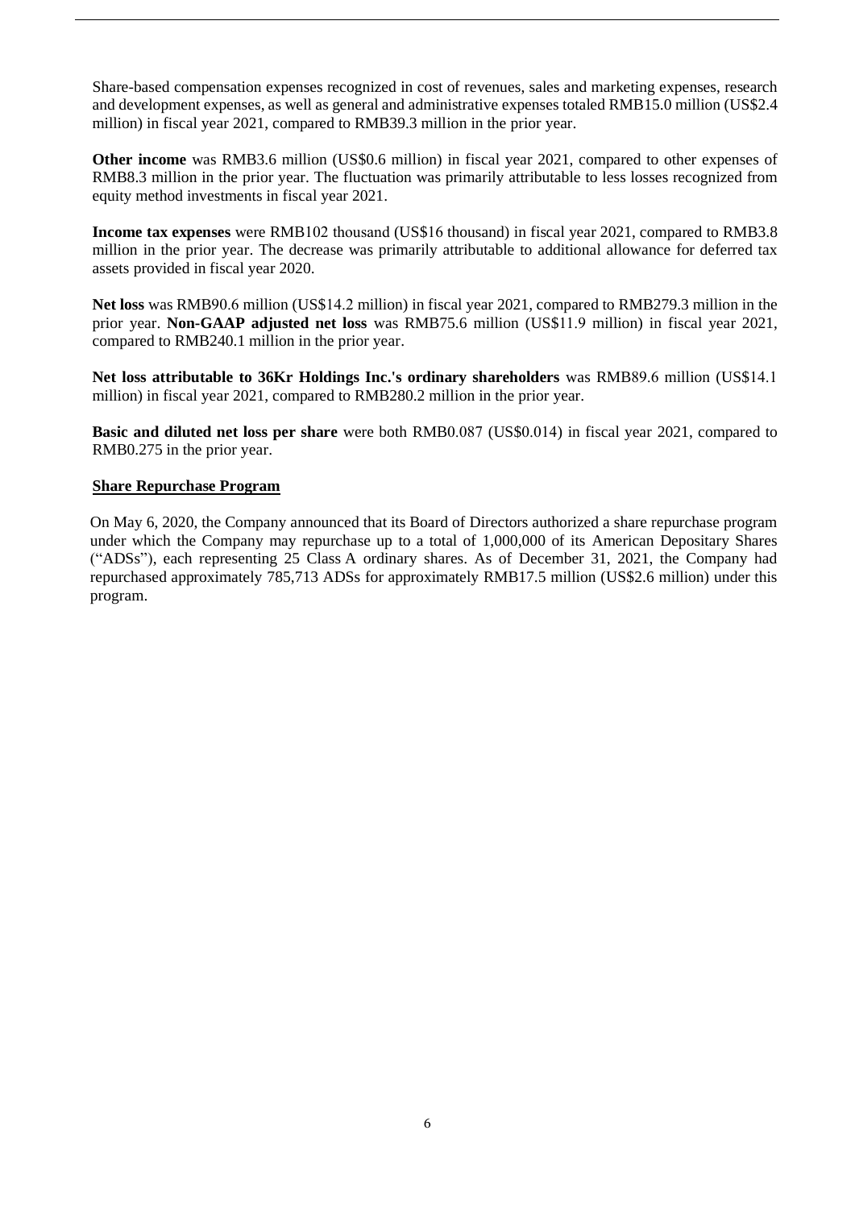Share-based compensation expenses recognized in cost of revenues, sales and marketing expenses, research and development expenses, as well as general and administrative expenses totaled RMB15.0 million (US$2.4 million) in fiscal year 2021, compared to RMB39.3 million in the prior year.

**Other income** was RMB3.6 million (US$0.6 million) in fiscal year 2021, compared to other expenses of RMB8.3 million in the prior year. The fluctuation was primarily attributable to less losses recognized from equity method investments in fiscal year 2021.

**Income tax expenses** were RMB102 thousand (US$16 thousand) in fiscal year 2021, compared to RMB3.8 million in the prior year. The decrease was primarily attributable to additional allowance for deferred tax assets provided in fiscal year 2020.

**Net loss** was RMB90.6 million (US$14.2 million) in fiscal year 2021, compared to RMB279.3 million in the prior year. **Non-GAAP adjusted net loss** was RMB75.6 million (US$11.9 million) in fiscal year 2021, compared to RMB240.1 million in the prior year.

**Net loss attributable to 36Kr Holdings Inc.'s ordinary shareholders** was RMB89.6 million (US$14.1 million) in fiscal year 2021, compared to RMB280.2 million in the prior year.

**Basic and diluted net loss per share** were both RMB0.087 (US$0.014) in fiscal year 2021, compared to RMB0.275 in the prior year.

**Share Repurchase Program**

On May 6, 2020, the Company announced that its Board of Directors authorized a share repurchase program under which the Company may repurchase up to a total of 1,000,000 of its American Depositary Shares ("ADSs"), each representing 25 Class A ordinary shares. As of December 31, 2021, the Company had repurchased approximately 785,713 ADSs for approximately RMB17.5 million (US$2.6 million) under this program.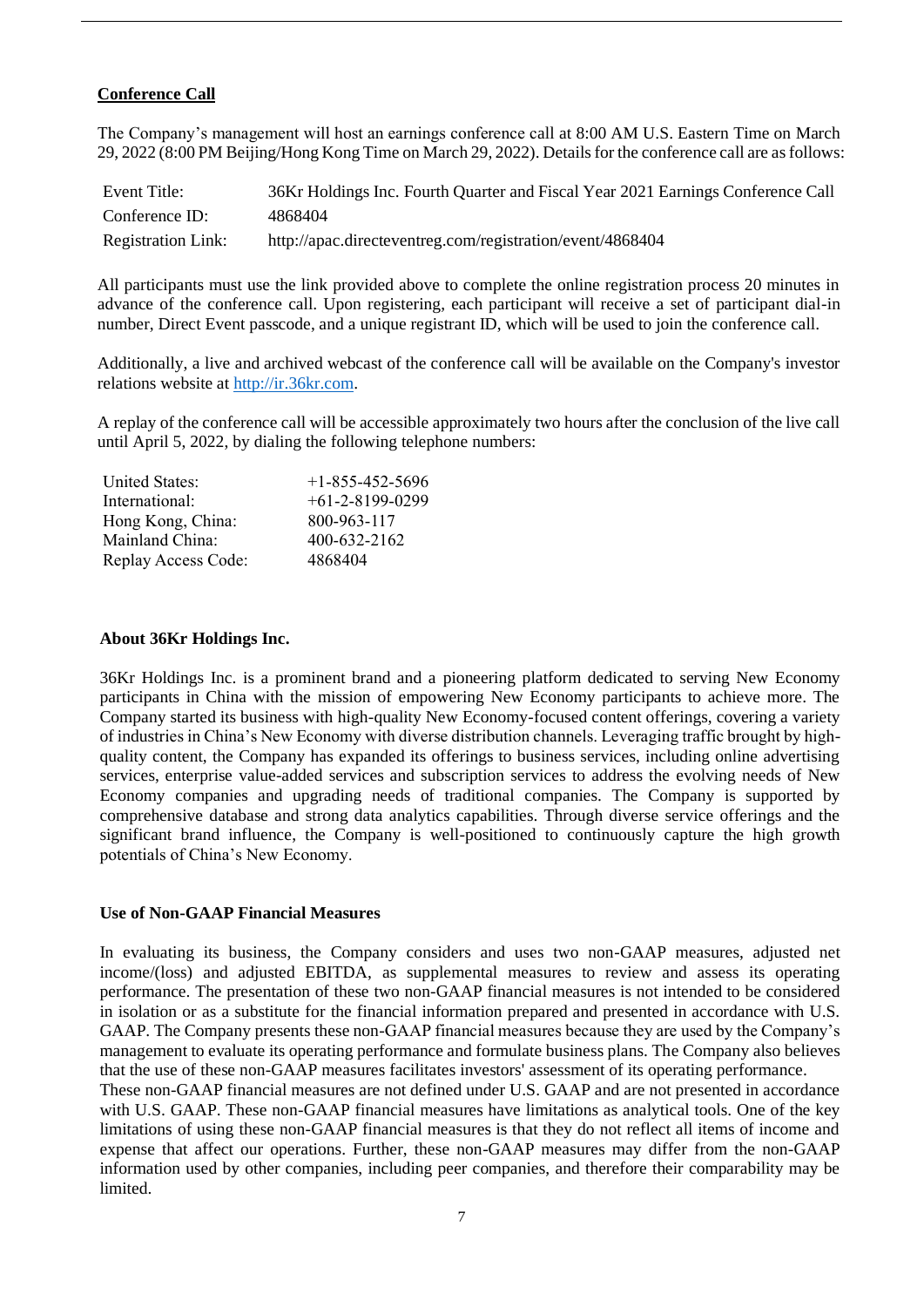## Conference Call

The Company's management will host an earnings conference call at 8:00 AM U.S. Eastern Time on March 29, 2022 (8:00 PM Beijing/Hong Kong Time on March 29, 2022). Details for the conference call are as follows:

| | |
|---|---|
| Event Title: | 36Kr Holdings Inc. Fourth Quarter and Fiscal Year 2021 Earnings Conference Call |
| Conference ID: | 4868404 |
| Registration Link: | http://apac.directeventreg.com/registration/event/4868404 |

All participants must use the link provided above to complete the online registration process 20 minutes in advance of the conference call. Upon registering, each participant will receive a set of participant dial-in number, Direct Event passcode, and a unique registrant ID, which will be used to join the conference call.

Additionally, a live and archived webcast of the conference call will be available on the Company's investor relations website at http://ir.36kr.com.

A replay of the conference call will be accessible approximately two hours after the conclusion of the live call until April 5, 2022, by dialing the following telephone numbers:

| | |
|---|---|
| United States: | +1-855-452-5696 |
| International: | +61-2-8199-0299 |
| Hong Kong, China: | 800-963-117 |
| Mainland China: | 400-632-2162 |
| Replay Access Code: | 4868404 |

### About 36Kr Holdings Inc.

36Kr Holdings Inc. is a prominent brand and a pioneering platform dedicated to serving New Economy participants in China with the mission of empowering New Economy participants to achieve more. The Company started its business with high-quality New Economy-focused content offerings, covering a variety of industries in China's New Economy with diverse distribution channels. Leveraging traffic brought by high-quality content, the Company has expanded its offerings to business services, including online advertising services, enterprise value-added services and subscription services to address the evolving needs of New Economy companies and upgrading needs of traditional companies. The Company is supported by comprehensive database and strong data analytics capabilities. Through diverse service offerings and the significant brand influence, the Company is well-positioned to continuously capture the high growth potentials of China's New Economy.

### Use of Non-GAAP Financial Measures

In evaluating its business, the Company considers and uses two non-GAAP measures, adjusted net income/(loss) and adjusted EBITDA, as supplemental measures to review and assess its operating performance. The presentation of these two non-GAAP financial measures is not intended to be considered in isolation or as a substitute for the financial information prepared and presented in accordance with U.S. GAAP. The Company presents these non-GAAP financial measures because they are used by the Company's management to evaluate its operating performance and formulate business plans. The Company also believes that the use of these non-GAAP measures facilitates investors' assessment of its operating performance.

These non-GAAP financial measures are not defined under U.S. GAAP and are not presented in accordance with U.S. GAAP. These non-GAAP financial measures have limitations as analytical tools. One of the key limitations of using these non-GAAP financial measures is that they do not reflect all items of income and expense that affect our operations. Further, these non-GAAP measures may differ from the non-GAAP information used by other companies, including peer companies, and therefore their comparability may be limited.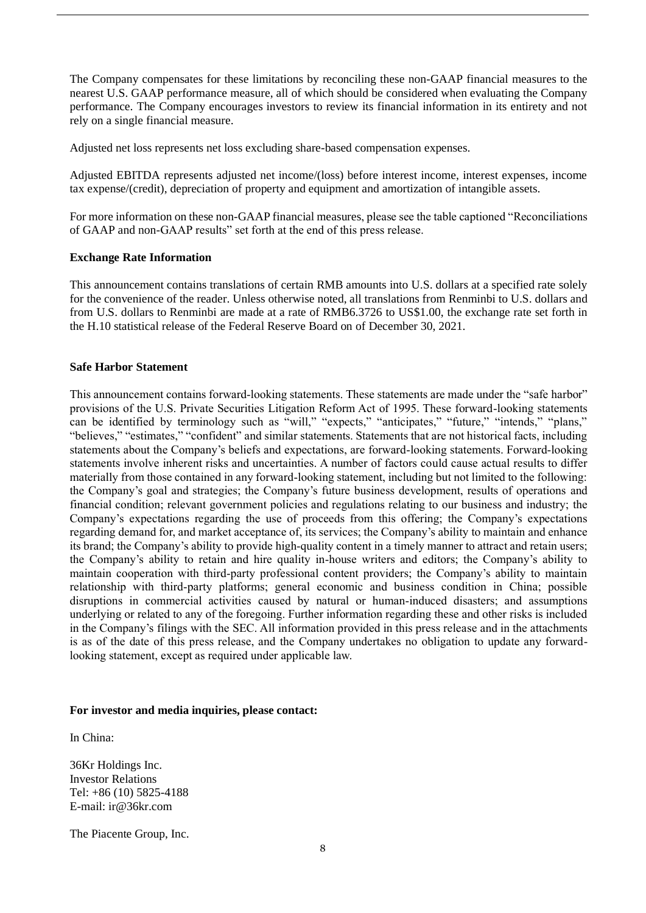The Company compensates for these limitations by reconciling these non-GAAP financial measures to the nearest U.S. GAAP performance measure, all of which should be considered when evaluating the Company performance. The Company encourages investors to review its financial information in its entirety and not rely on a single financial measure.

Adjusted net loss represents net loss excluding share-based compensation expenses.

Adjusted EBITDA represents adjusted net income/(loss) before interest income, interest expenses, income tax expense/(credit), depreciation of property and equipment and amortization of intangible assets.

For more information on these non-GAAP financial measures, please see the table captioned "Reconciliations of GAAP and non-GAAP results" set forth at the end of this press release.

**Exchange Rate Information**

This announcement contains translations of certain RMB amounts into U.S. dollars at a specified rate solely for the convenience of the reader. Unless otherwise noted, all translations from Renminbi to U.S. dollars and from U.S. dollars to Renminbi are made at a rate of RMB6.3726 to US$1.00, the exchange rate set forth in the H.10 statistical release of the Federal Reserve Board on of December 30, 2021.

**Safe Harbor Statement**

This announcement contains forward-looking statements. These statements are made under the "safe harbor" provisions of the U.S. Private Securities Litigation Reform Act of 1995. These forward-looking statements can be identified by terminology such as "will," "expects," "anticipates," "future," "intends," "plans," "believes," "estimates," "confident" and similar statements. Statements that are not historical facts, including statements about the Company's beliefs and expectations, are forward-looking statements. Forward-looking statements involve inherent risks and uncertainties. A number of factors could cause actual results to differ materially from those contained in any forward-looking statement, including but not limited to the following: the Company's goal and strategies; the Company's future business development, results of operations and financial condition; relevant government policies and regulations relating to our business and industry; the Company's expectations regarding the use of proceeds from this offering; the Company's expectations regarding demand for, and market acceptance of, its services; the Company's ability to maintain and enhance its brand; the Company's ability to provide high-quality content in a timely manner to attract and retain users; the Company's ability to retain and hire quality in-house writers and editors; the Company's ability to maintain cooperation with third-party professional content providers; the Company's ability to maintain relationship with third-party platforms; general economic and business condition in China; possible disruptions in commercial activities caused by natural or human-induced disasters; and assumptions underlying or related to any of the foregoing. Further information regarding these and other risks is included in the Company's filings with the SEC. All information provided in this press release and in the attachments is as of the date of this press release, and the Company undertakes no obligation to update any forward-looking statement, except as required under applicable law.

**For investor and media inquiries, please contact:**

In China:

36Kr Holdings Inc.
Investor Relations
Tel: +86 (10) 5825-4188
E-mail: ir@36kr.com

The Piacente Group, Inc.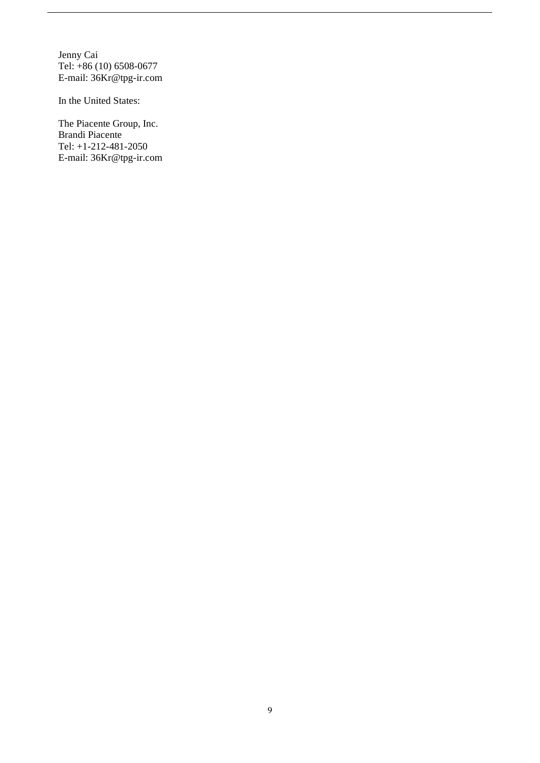Jenny Cai
Tel: +86 (10) 6508-0677
E-mail: 36Kr@tpg-ir.com

In the United States:

The Piacente Group, Inc.
Brandi Piacente
Tel: +1-212-481-2050
E-mail: 36Kr@tpg-ir.com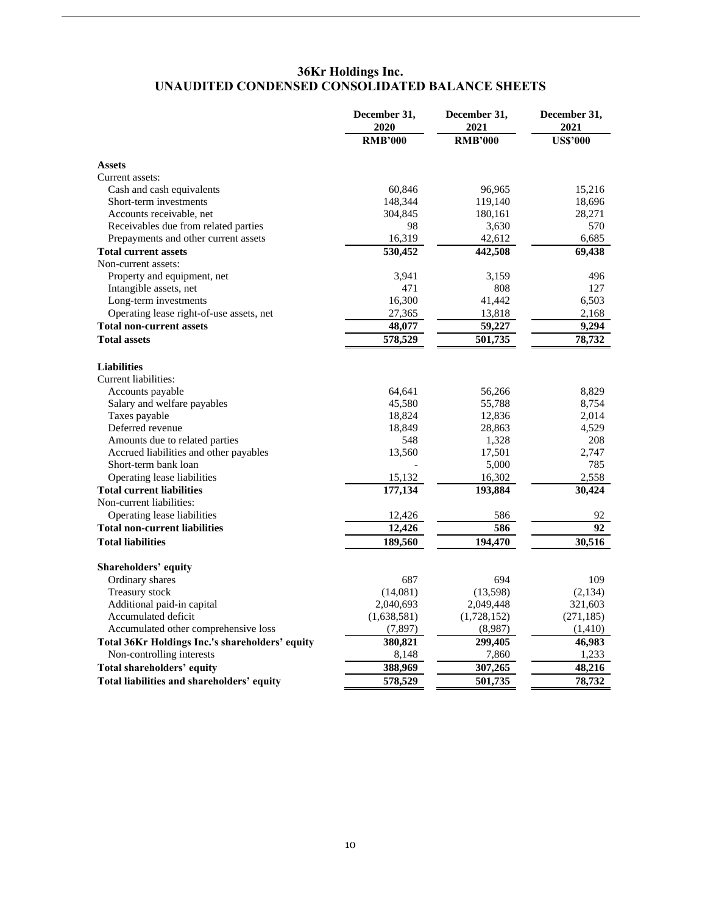# 36Kr Holdings Inc.
## UNAUDITED CONDENSED CONSOLIDATED BALANCE SHEETS

| | December 31, 2020 | December 31, 2021 | December 31, 2021 |
|---|---|---|---|
| | RMB'000 | RMB'000 | US$'000 |
| **Assets** | | | |
| Current assets: | | | |
| Cash and cash equivalents | 60,846 | 96,965 | 15,216 |
| Short-term investments | 148,344 | 119,140 | 18,696 |
| Accounts receivable, net | 304,845 | 180,161 | 28,271 |
| Receivables due from related parties | 98 | 3,630 | 570 |
| Prepayments and other current assets | 16,319 | 42,612 | 6,685 |
| **Total current assets** | **530,452** | **442,508** | **69,438** |
| Non-current assets: | | | |
| Property and equipment, net | 3,941 | 3,159 | 496 |
| Intangible assets, net | 471 | 808 | 127 |
| Long-term investments | 16,300 | 41,442 | 6,503 |
| Operating lease right-of-use assets, net | 27,365 | 13,818 | 2,168 |
| **Total non-current assets** | **48,077** | **59,227** | **9,294** |
| **Total assets** | **578,529** | **501,735** | **78,732** |
| **Liabilities** | | | |
| Current liabilities: | | | |
| Accounts payable | 64,641 | 56,266 | 8,829 |
| Salary and welfare payables | 45,580 | 55,788 | 8,754 |
| Taxes payable | 18,824 | 12,836 | 2,014 |
| Deferred revenue | 18,849 | 28,863 | 4,529 |
| Amounts due to related parties | 548 | 1,328 | 208 |
| Accrued liabilities and other payables | 13,560 | 17,501 | 2,747 |
| Short-term bank loan | - | 5,000 | 785 |
| Operating lease liabilities | 15,132 | 16,302 | 2,558 |
| **Total current liabilities** | **177,134** | **193,884** | **30,424** |
| Non-current liabilities: | | | |
| Operating lease liabilities | 12,426 | 586 | 92 |
| **Total non-current liabilities** | **12,426** | **586** | **92** |
| **Total liabilities** | **189,560** | **194,470** | **30,516** |
| **Shareholders' equity** | | | |
| Ordinary shares | 687 | 694 | 109 |
| Treasury stock | (14,081) | (13,598) | (2,134) |
| Additional paid-in capital | 2,040,693 | 2,049,448 | 321,603 |
| Accumulated deficit | (1,638,581) | (1,728,152) | (271,185) |
| Accumulated other comprehensive loss | (7,897) | (8,987) | (1,410) |
| **Total 36Kr Holdings Inc.'s shareholders' equity** | **380,821** | **299,405** | **46,983** |
| Non-controlling interests | 8,148 | 7,860 | 1,233 |
| **Total shareholders' equity** | **388,969** | **307,265** | **48,216** |
| **Total liabilities and shareholders' equity** | **578,529** | **501,735** | **78,732** |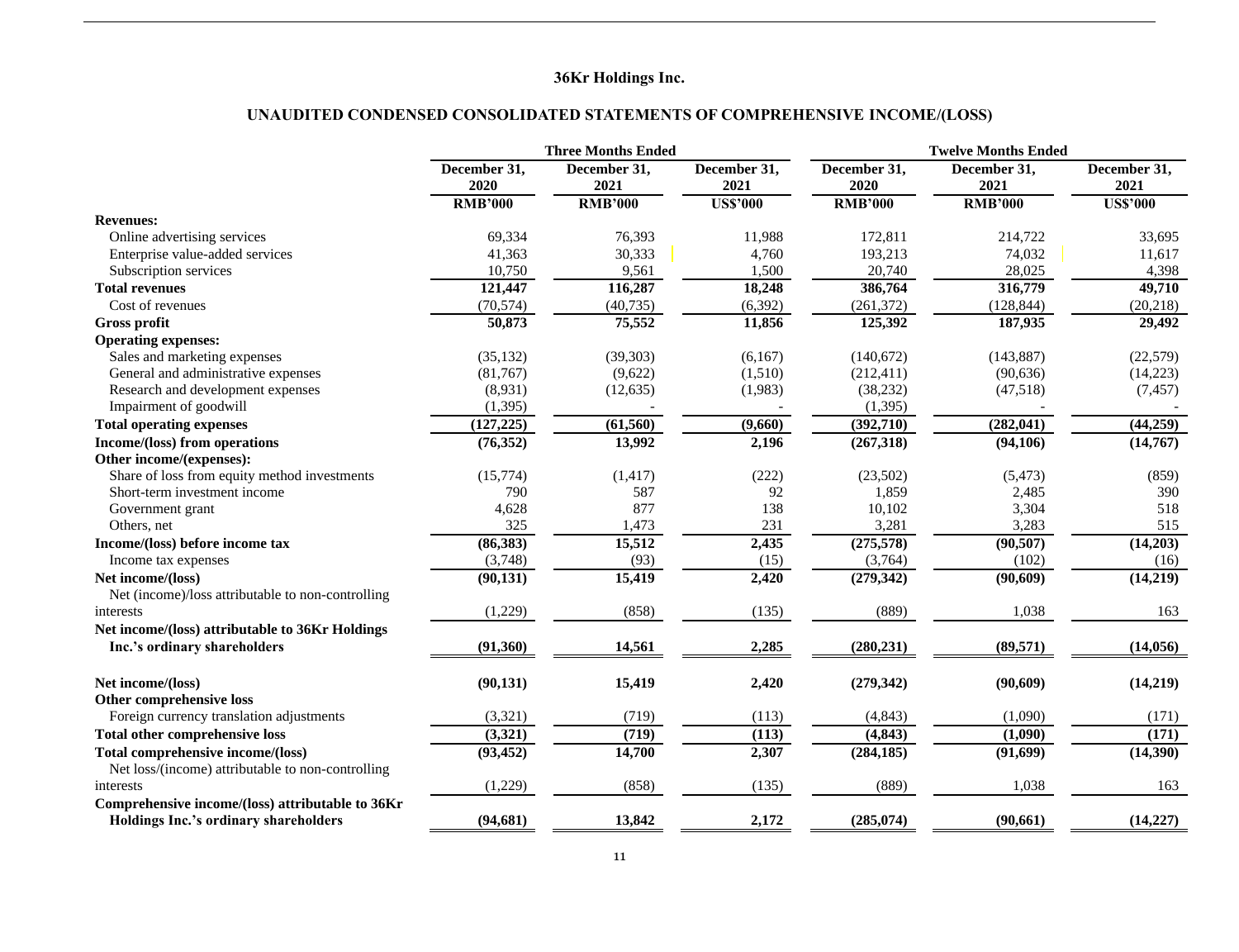**36Kr Holdings Inc.**

**UNAUDITED CONDENSED CONSOLIDATED STATEMENTS OF COMPREHENSIVE INCOME/(LOSS)**

| | Three Months Ended | | | Twelve Months Ended | | |
|---|---|---|---|---|---|---|
| | December 31, 2020 | December 31, 2021 | December 31, 2021 | December 31, 2020 | December 31, 2021 | December 31, 2021 |
| | RMB'000 | RMB'000 | US$'000 | RMB'000 | RMB'000 | US$'000 |
| **Revenues:** | | | | | | |
| Online advertising services | 69,334 | 76,393 | 11,988 | 172,811 | 214,722 | 33,695 |
| Enterprise value-added services | 41,363 | 30,333 | 4,760 | 193,213 | 74,032 | 11,617 |
| Subscription services | 10,750 | 9,561 | 1,500 | 20,740 | 28,025 | 4,398 |
| **Total revenues** | **121,447** | **116,287** | **18,248** | **386,764** | **316,779** | **49,710** |
| Cost of revenues | (70,574) | (40,735) | (6,392) | (261,372) | (128,844) | (20,218) |
| **Gross profit** | **50,873** | **75,552** | **11,856** | **125,392** | **187,935** | **29,492** |
| **Operating expenses:** | | | | | | |
| Sales and marketing expenses | (35,132) | (39,303) | (6,167) | (140,672) | (143,887) | (22,579) |
| General and administrative expenses | (81,767) | (9,622) | (1,510) | (212,411) | (90,636) | (14,223) |
| Research and development expenses | (8,931) | (12,635) | (1,983) | (38,232) | (47,518) | (7,457) |
| Impairment of goodwill | (1,395) | - | - | (1,395) | - | - |
| **Total operating expenses** | **(127,225)** | **(61,560)** | **(9,660)** | **(392,710)** | **(282,041)** | **(44,259)** |
| **Income/(loss) from operations** | **(76,352)** | **13,992** | **2,196** | **(267,318)** | **(94,106)** | **(14,767)** |
| **Other income/(expenses):** | | | | | | |
| Share of loss from equity method investments | (15,774) | (1,417) | (222) | (23,502) | (5,473) | (859) |
| Short-term investment income | 790 | 587 | 92 | 1,859 | 2,485 | 390 |
| Government grant | 4,628 | 877 | 138 | 10,102 | 3,304 | 518 |
| Others, net | 325 | 1,473 | 231 | 3,281 | 3,283 | 515 |
| **Income/(loss) before income tax** | **(86,383)** | **15,512** | **2,435** | **(275,578)** | **(90,507)** | **(14,203)** |
| Income tax expenses | (3,748) | (93) | (15) | (3,764) | (102) | (16) |
| **Net income/(loss)** | **(90,131)** | **15,419** | **2,420** | **(279,342)** | **(90,609)** | **(14,219)** |
| Net (income)/loss attributable to non-controlling interests | (1,229) | (858) | (135) | (889) | 1,038 | 163 |
| **Net income/(loss) attributable to 36Kr Holdings Inc.'s ordinary shareholders** | **(91,360)** | **14,561** | **2,285** | **(280,231)** | **(89,571)** | **(14,056)** |
| | | | | | | |
| **Net income/(loss)** | **(90,131)** | **15,419** | **2,420** | **(279,342)** | **(90,609)** | **(14,219)** |
| **Other comprehensive loss** | | | | | | |
| Foreign currency translation adjustments | (3,321) | (719) | (113) | (4,843) | (1,090) | (171) |
| **Total other comprehensive loss** | **(3,321)** | **(719)** | **(113)** | **(4,843)** | **(1,090)** | **(171)** |
| **Total comprehensive income/(loss)** | **(93,452)** | **14,700** | **2,307** | **(284,185)** | **(91,699)** | **(14,390)** |
| Net loss/(income) attributable to non-controlling interests | (1,229) | (858) | (135) | (889) | 1,038 | 163 |
| **Comprehensive income/(loss) attributable to 36Kr Holdings Inc.'s ordinary shareholders** | **(94,681)** | **13,842** | **2,172** | **(285,074)** | **(90,661)** | **(14,227)** |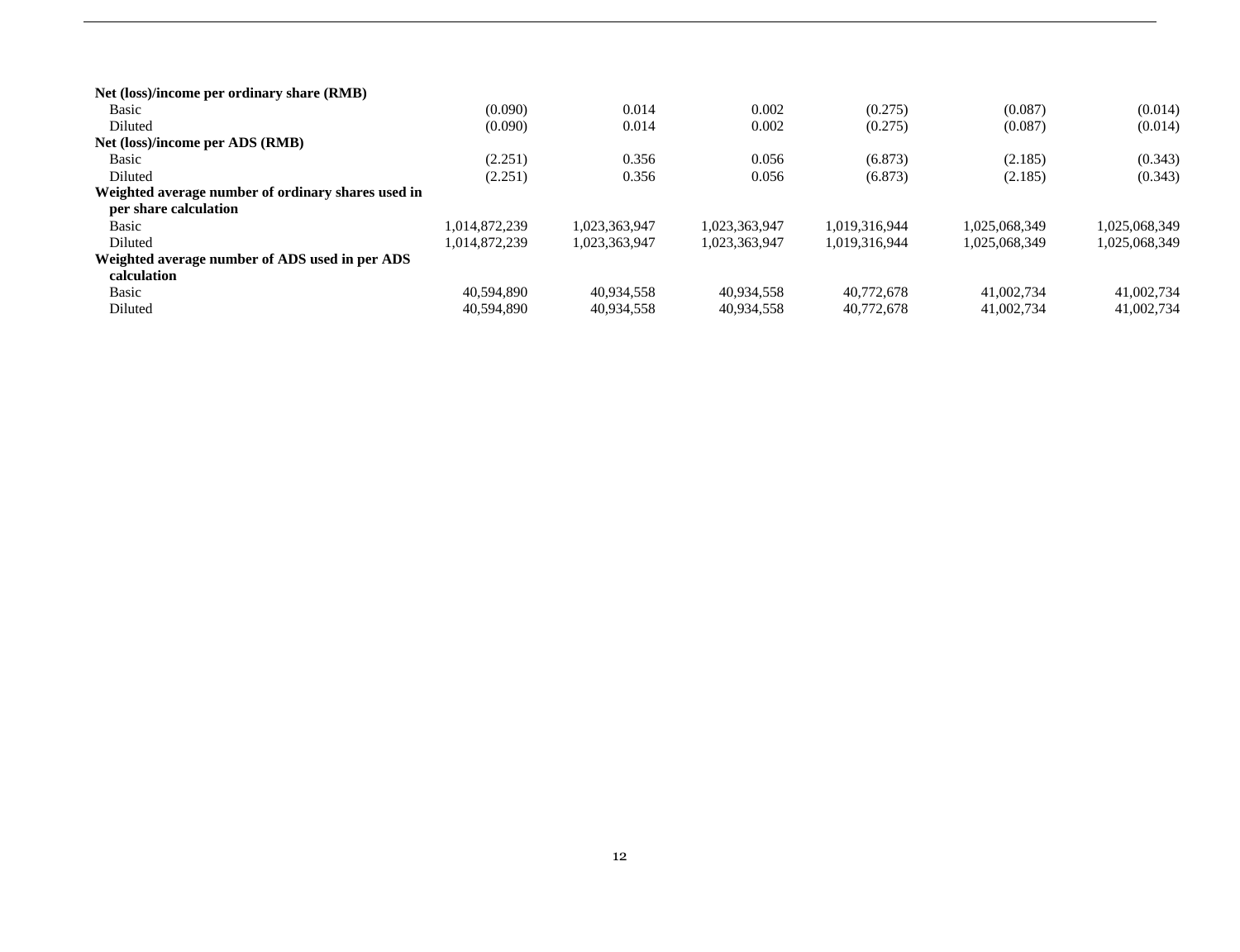| | | | | | | |
|---|---|---|---|---|---|---|
| **Net (loss)/income per ordinary share (RMB)** | | | | | | |
| Basic | (0.090) | 0.014 | 0.002 | (0.275) | (0.087) | (0.014) |
| Diluted | (0.090) | 0.014 | 0.002 | (0.275) | (0.087) | (0.014) |
| **Net (loss)/income per ADS (RMB)** | | | | | | |
| Basic | (2.251) | 0.356 | 0.056 | (6.873) | (2.185) | (0.343) |
| Diluted | (2.251) | 0.356 | 0.056 | (6.873) | (2.185) | (0.343) |
| **Weighted average number of ordinary shares used in per share calculation** | | | | | | |
| Basic | 1,014,872,239 | 1,023,363,947 | 1,023,363,947 | 1,019,316,944 | 1,025,068,349 | 1,025,068,349 |
| Diluted | 1,014,872,239 | 1,023,363,947 | 1,023,363,947 | 1,019,316,944 | 1,025,068,349 | 1,025,068,349 |
| **Weighted average number of ADS used in per ADS calculation** | | | | | | |
| Basic | 40,594,890 | 40,934,558 | 40,934,558 | 40,772,678 | 41,002,734 | 41,002,734 |
| Diluted | 40,594,890 | 40,934,558 | 40,934,558 | 40,772,678 | 41,002,734 | 41,002,734 |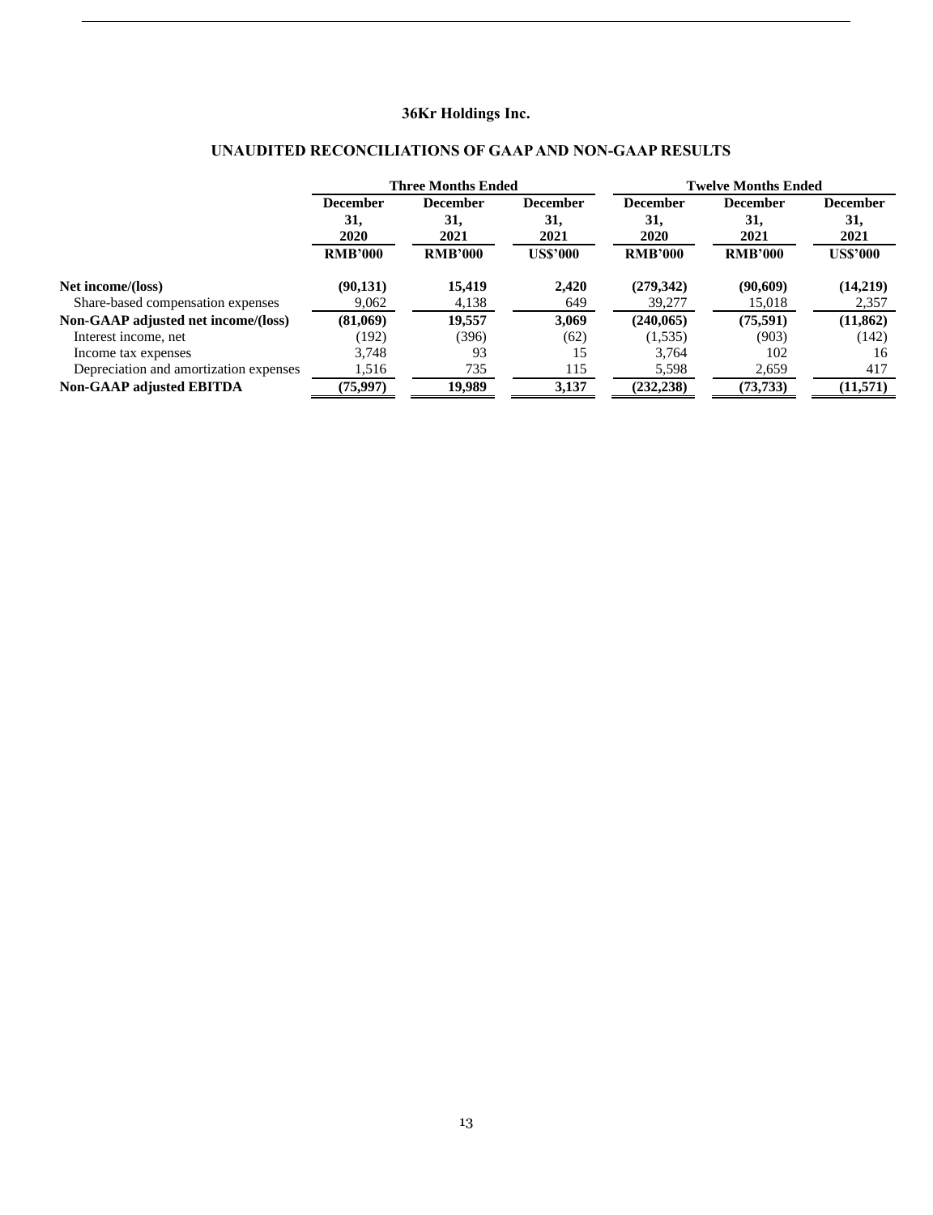# 36Kr Holdings Inc.

## UNAUDITED RECONCILIATIONS OF GAAP AND NON-GAAP RESULTS

| | Three Months Ended | | | Twelve Months Ended | | |
|---|---|---|---|---|---|---|
| | December 31, 2020 | December 31, 2021 | December 31, 2021 | December 31, 2020 | December 31, 2021 | December 31, 2021 |
| | RMB'000 | RMB'000 | US$'000 | RMB'000 | RMB'000 | US$'000 |
| **Net income/(loss)** | **(90,131)** | **15,419** | **2,420** | **(279,342)** | **(90,609)** | **(14,219)** |
| Share-based compensation expenses | 9,062 | 4,138 | 649 | 39,277 | 15,018 | 2,357 |
| **Non-GAAP adjusted net income/(loss)** | **(81,069)** | **19,557** | **3,069** | **(240,065)** | **(75,591)** | **(11,862)** |
| Interest income, net | (192) | (396) | (62) | (1,535) | (903) | (142) |
| Income tax expenses | 3,748 | 93 | 15 | 3,764 | 102 | 16 |
| Depreciation and amortization expenses | 1,516 | 735 | 115 | 5,598 | 2,659 | 417 |
| **Non-GAAP adjusted EBITDA** | **(75,997)** | **19,989** | **3,137** | **(232,238)** | **(73,733)** | **(11,571)** |